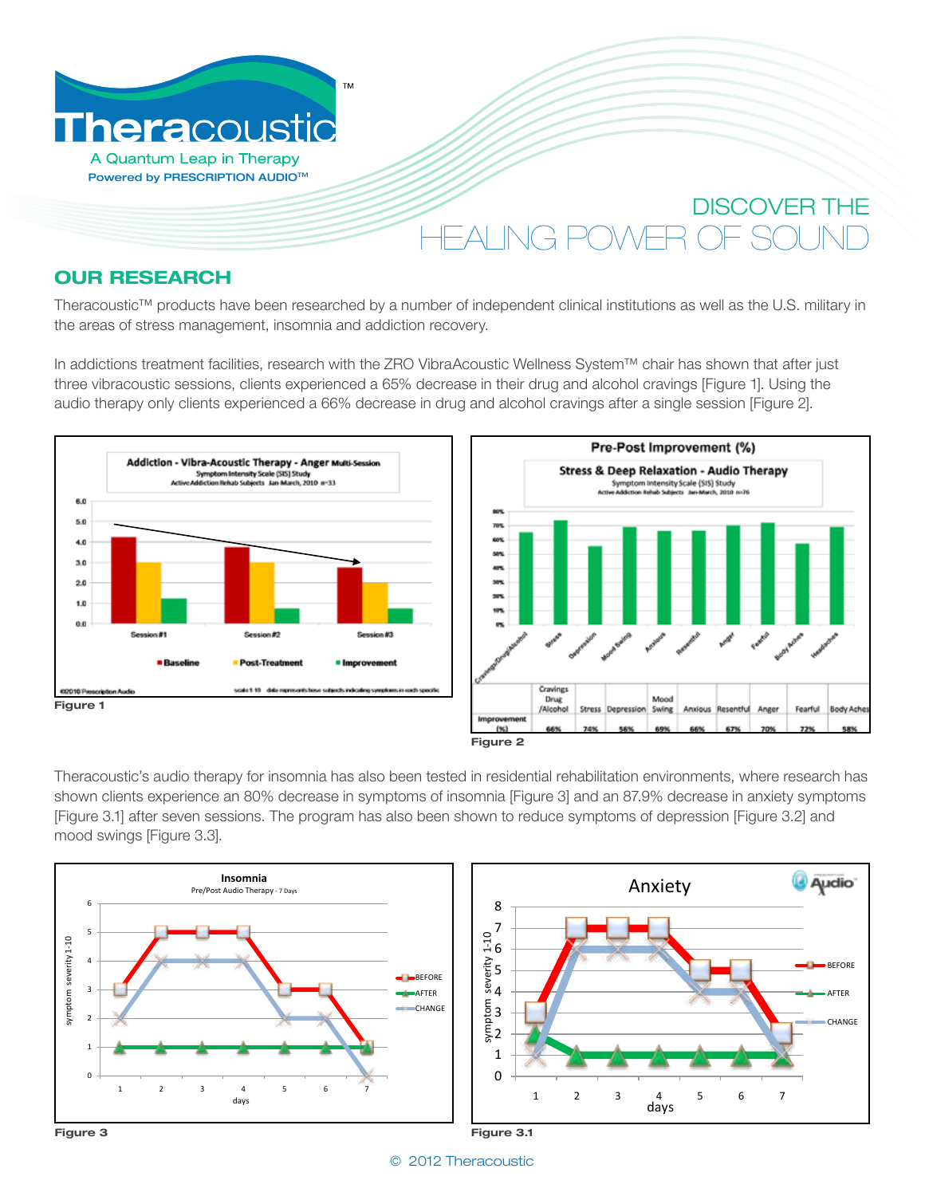Theracoustic™

A Quantum Leap in Therapy

Powered by PRESCRIPTION AUDIO™

# DISCOVER THE HEALING POWER OF SOUND

## OUR RESEARCH

Theracoustic™ products have been researched by a number of independent clinical institutions as well as the U.S. military in the areas of stress management, insomnia and addiction recovery.

In addictions treatment facilities, research with the ZRO VibraAcoustic Wellness System™ chair has shown that after just three vibracoustic sessions, clients experienced a 65% decrease in their drug and alcohol cravings [Figure 1]. Using the audio therapy only clients experienced a 66% decrease in drug and alcohol cravings after a single session [Figure 2].

**Figure 1**

**Figure 2**

Theracoustic's audio therapy for insomnia has also been tested in residential rehabilitation environments, where research has shown clients experience an 80% decrease in symptoms of insomnia [Figure 3] and an 87.9% decrease in anxiety symptoms [Figure 3.1] after seven sessions. The program has also been shown to reduce symptoms of depression [Figure 3.2] and mood swings [Figure 3.3].

**Figure 3**

**Figure 3.1**

© 2012 Theracoustic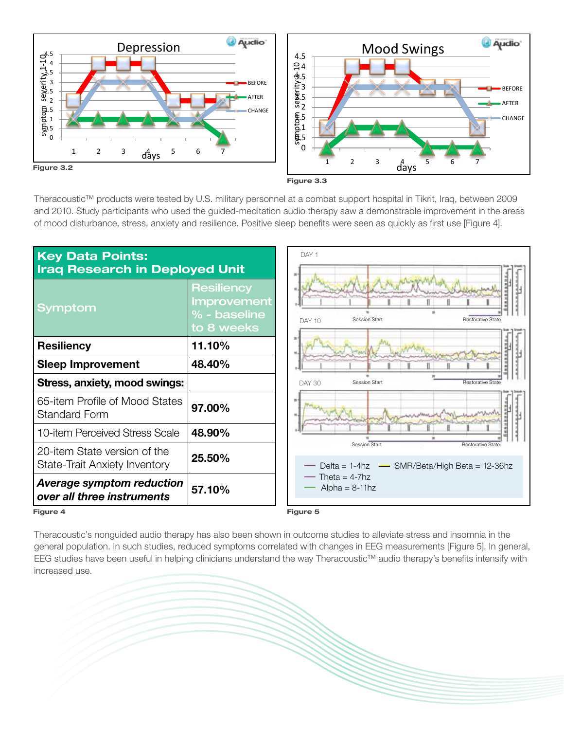Depression

symptom severity 1-10

4.5
4
3.5
3
2.5
2
1.5
1
0.5
0

1 2 3 4 5 6 7

days

BEFORE
AFTER
CHANGE

Figure 3.2

Mood Swings

symptom severity 1-10

4.5
4
3.5
3
2.5
2
1.5
1
0.5
0

1 2 3 4 5 6 7

days

BEFORE
AFTER
CHANGE

Figure 3.3

Theracoustic™ products were tested by U.S. military personnel at a combat support hospital in Tikrit, Iraq, between 2009 and 2010. Study participants who used the guided-meditation audio therapy saw a demonstrable improvement in the areas of mood disturbance, stress, anxiety and resilience. Positive sleep benefits were seen as quickly as first use [Figure 4].

**Key Data Points: Iraq Research in Deployed Unit**

| Symptom | Resiliency Improvement % - baseline to 8 weeks |
|---|---|
| **Resiliency** | **11.10%** |
| **Sleep Improvement** | **48.40%** |
| **Stress, anxiety, mood swings:** | |
| 65-item Profile of Mood States Standard Form | **97.00%** |
| 10-item Perceived Stress Scale | **48.90%** |
| 20-item State version of the State-Trait Anxiety Inventory | **25.50%** |
| ***Average symptom reduction over all three instruments*** | **57.10%** |

Figure 4

DAY 1

Session Start

Restorative State

DAY 10

Session Start

Restorative State

DAY 30

Session Start

Restorative State

Delta = 1-4hz
SMR/Beta/High Beta = 12-36hz
Theta = 4-7hz
Alpha = 8-11hz

Figure 5

Theracoustic's nonguided audio therapy has also been shown in outcome studies to alleviate stress and insomnia in the general population. In such studies, reduced symptoms correlated with changes in EEG measurements [Figure 5]. In general, EEG studies have been useful in helping clinicians understand the way Theracoustic™ audio therapy's benefits intensify with increased use.